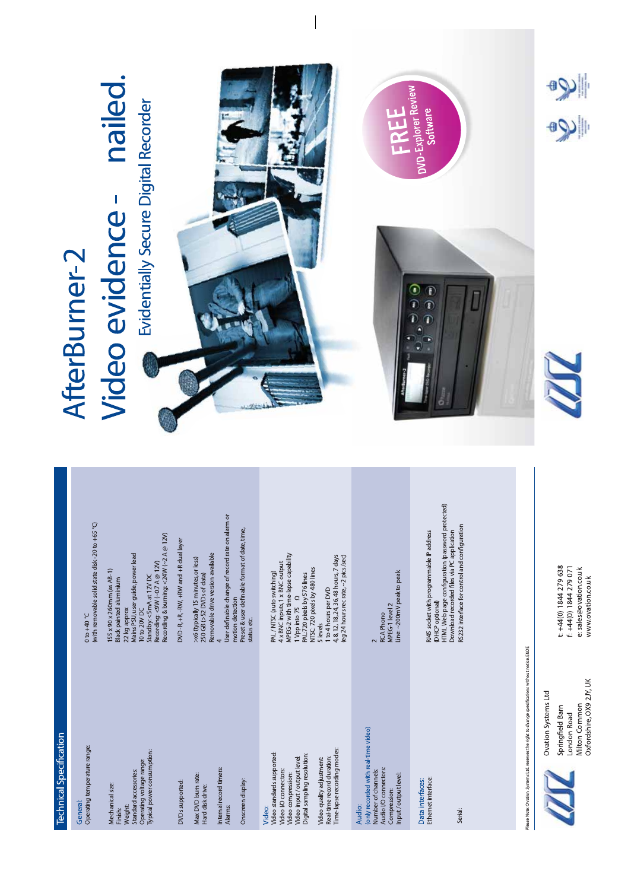# AfterBurner-2

## Video evidence - nailed.

### Evidentially Secure Digital Recorder

**FREE** DVD-Explorer Review Software

## Technical Specification

| | |
|---|---|
| **General:** | |
| Operating temperature range: | 0 to +40 °C (with removable solid state disk -20 to +65 °C) |
| Mechanical size: | 155 x 90 x 260mm (as AB-1) |
| Finish: | Black painted aluminium |
| Weight: | 2.2 kg approx |
| Standard accessories: | Mains PSU, user guide, power lead |
| Operating voltage range: | 10 to 20V DC |
| Typical power consumption: | Standby: <5mA at 12V DC<br>Recording: <9W (~0.7 A @ 12V)<br>Recording & burning: <24W (~2 A @ 12V) |
| DVDs supported: | DVD-R, +R, -RW, +RW and +R dual layer |
| Max DVD burn rate: | >x6 (typically 15 minutes, or less) |
| Hard disk drive: | 250 GB (>52 DVDs of data)<br>Removable drive version available |
| Internal record timers: | 4 |
| Alarms: | User definable change of record rate on alarm or motion detection |
| Onscreen display: | Preset & user definable format of date, time, status etc. |
| **Video:** | |
| Video standards supported: | PAL / NTSC (auto switching) |
| Video I/O connectors: | 4 x BNC inputs, 1 x BNC output |
| Video compression: | MPEG-2 with time-lapse capability |
| Video input / output level: | 1 Vpp into 75 Ω |
| Digital sampling resolution: | PAL: 720 pixels by 576 lines<br>NTSC: 720 pixels by 480 lines |
| Video quality adjustment: | 5 levels |
| Real-time record duration: | 1 to 4 hours per DVD |
| Time-lapse recording modes: | 4, 8, 12, 18, 24, 36, 48 hours, 7 days (eg 24 hours rec rate, ~2 pics /sec) |
| **Audio:** (only recorded with real-time video) | |
| Number of channels: | 2 |
| Audio I/O connectors: | RCA Phono |
| Compression: | MPEG-1 level 2 |
| Input / output level: | Line: ~200mV peak to peak |
| **Data Interfaces:** | |
| Ethernet interface: | RJ45 socket with programmable IP address (DHCP optional)<br>HTML Web page configuration (password protected)<br>Download recorded files via PC application |
| Serial: | RS232 interface for control and configuration |

Please Note: Ovation Systems Ltd reserves the right to change specifications without notice. E&OE

Ovation Systems Ltd
Springfield Barn
London Road
Milton Common
Oxfordshire, OX9 2JY, UK

t: +44(0) 1844 279 638
f: +44(0) 1844 279 071
e: sales@ovation.co.uk
www.ovation.co.uk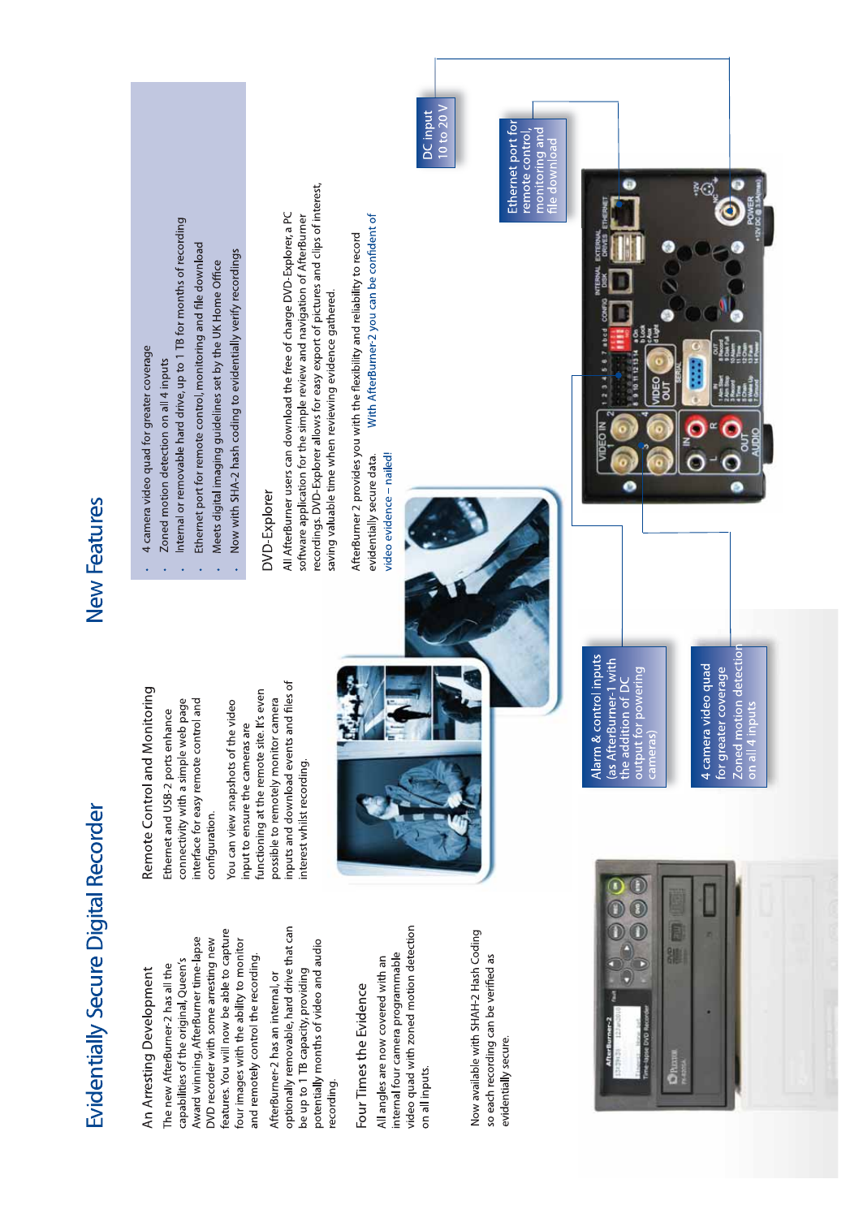# Evidentially Secure Digital Recorder

## An Arresting Development

The new AfterBurner-2 has all the capabilities of the original, Queen's Award winning, AfterBurner time-lapse DVD recorder with some arresting new features. You will now be able to capture four images with the ability to monitor and remotely control the recording.

AfterBurner-2 has an internal, or optionally removable, hard drive that can be up to 1 TB capacity, providing potentially months of video and audio recording.

## Four Times the Evidence

All angles are now covered with an internal four camera programmable video quad with zoned motion detection on all inputs.

Now available with SHAH-2 Hash Coding so each recording can be verified as evidentially secure.

## Remote Control and Monitoring

Ethernet and USB-2 ports enhance connectivity with a simple web page interface for easy remote control and configuration.

You can view snapshots of the video input to ensure the cameras are functioning at the remote site. It's even possible to remotely monitor camera inputs and download events and files of interest whilst recording.

# New Features

- 4 camera video quad for greater coverage
- Zoned motion detection on all 4 inputs
- Internal or removable hard drive, up to 1 TB for months of recording
- Ethernet port for remote control, monitoring and file download
- Meets digital imaging guidelines set by the UK Home Office
- Now with SHA-2 hash coding to evidentially verify recordings

## DVD-Explorer

All AfterBurner users can download the free of charge DVD-Explorer, a PC software application for the simple review and navigation of AfterBurner recordings. DVD-Explorer allows for easy export of pictures and clips of interest, saving valuable time when reviewing evidence gathered.

AfterBurner 2 provides you with the flexibility and reliability to record evidentially secure data. With AfterBurner-2 you can be confident of video evidence – nailed!

DC input 10 to 20 V

Ethernet port for remote control, monitoring and file download

Alarm & control inputs (as AfterBurner-1 with the addition of DC output for powering cameras)

4 camera video quad for greater coverage Zoned motion detection on all 4 inputs